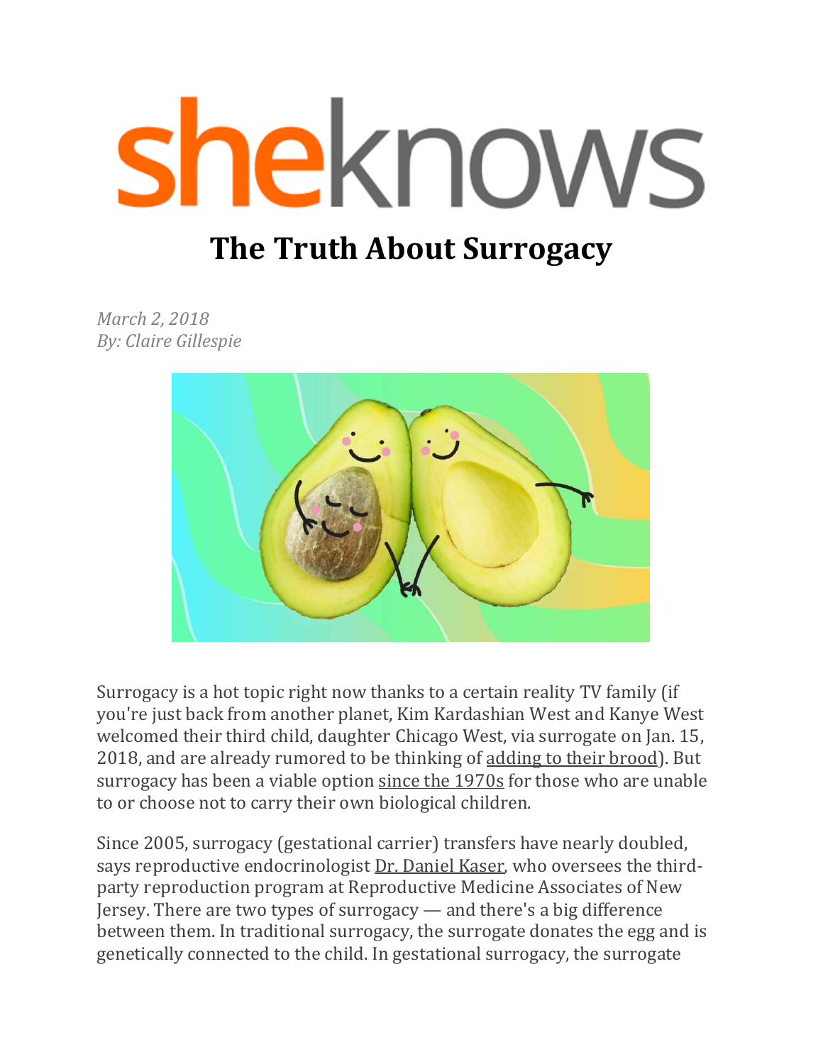# sheknows

# The Truth About Surrogacy

*March 2, 2018*
*By: Claire Gillespie*

Surrogacy is a hot topic right now thanks to a certain reality TV family (if you're just back from another planet, Kim Kardashian West and Kanye West welcomed their third child, daughter Chicago West, via surrogate on Jan. 15, 2018, and are already rumored to be thinking of adding to their brood). But surrogacy has been a viable option since the 1970s for those who are unable to or choose not to carry their own biological children.

Since 2005, surrogacy (gestational carrier) transfers have nearly doubled, says reproductive endocrinologist Dr. Daniel Kaser, who oversees the third-party reproduction program at Reproductive Medicine Associates of New Jersey. There are two types of surrogacy — and there's a big difference between them. In traditional surrogacy, the surrogate donates the egg and is genetically connected to the child. In gestational surrogacy, the surrogate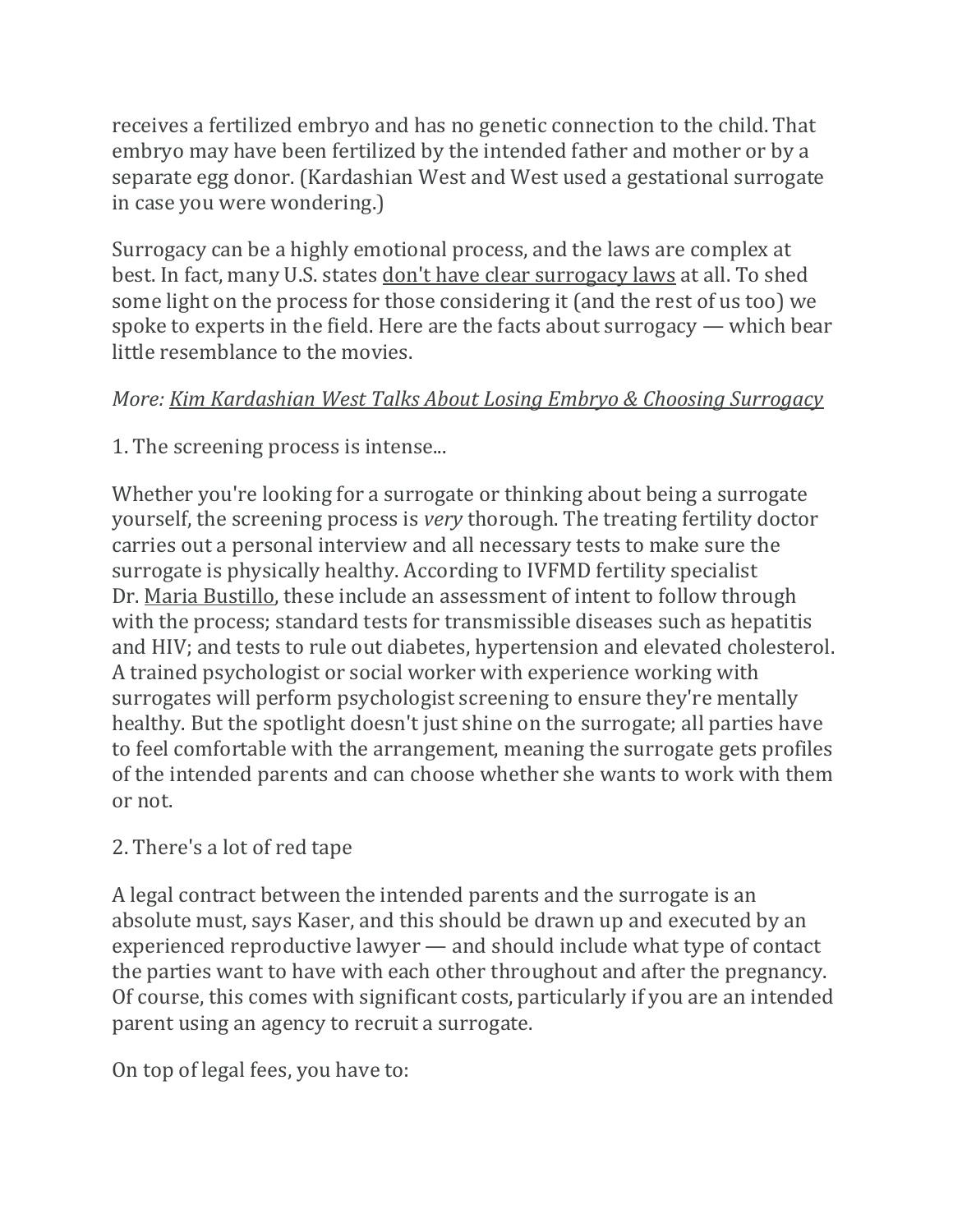receives a fertilized embryo and has no genetic connection to the child. That embryo may have been fertilized by the intended father and mother or by a separate egg donor. (Kardashian West and West used a gestational surrogate in case you were wondering.)

Surrogacy can be a highly emotional process, and the laws are complex at best. In fact, many U.S. states don't have clear surrogacy laws at all. To shed some light on the process for those considering it (and the rest of us too) we spoke to experts in the field. Here are the facts about surrogacy — which bear little resemblance to the movies.

*More: Kim Kardashian West Talks About Losing Embryo & Choosing Surrogacy*

1. The screening process is intense...

Whether you're looking for a surrogate or thinking about being a surrogate yourself, the screening process is *very* thorough. The treating fertility doctor carries out a personal interview and all necessary tests to make sure the surrogate is physically healthy. According to IVFMD fertility specialist Dr. Maria Bustillo, these include an assessment of intent to follow through with the process; standard tests for transmissible diseases such as hepatitis and HIV; and tests to rule out diabetes, hypertension and elevated cholesterol. A trained psychologist or social worker with experience working with surrogates will perform psychologist screening to ensure they're mentally healthy. But the spotlight doesn't just shine on the surrogate; all parties have to feel comfortable with the arrangement, meaning the surrogate gets profiles of the intended parents and can choose whether she wants to work with them or not.

2. There's a lot of red tape

A legal contract between the intended parents and the surrogate is an absolute must, says Kaser, and this should be drawn up and executed by an experienced reproductive lawyer — and should include what type of contact the parties want to have with each other throughout and after the pregnancy. Of course, this comes with significant costs, particularly if you are an intended parent using an agency to recruit a surrogate.

On top of legal fees, you have to: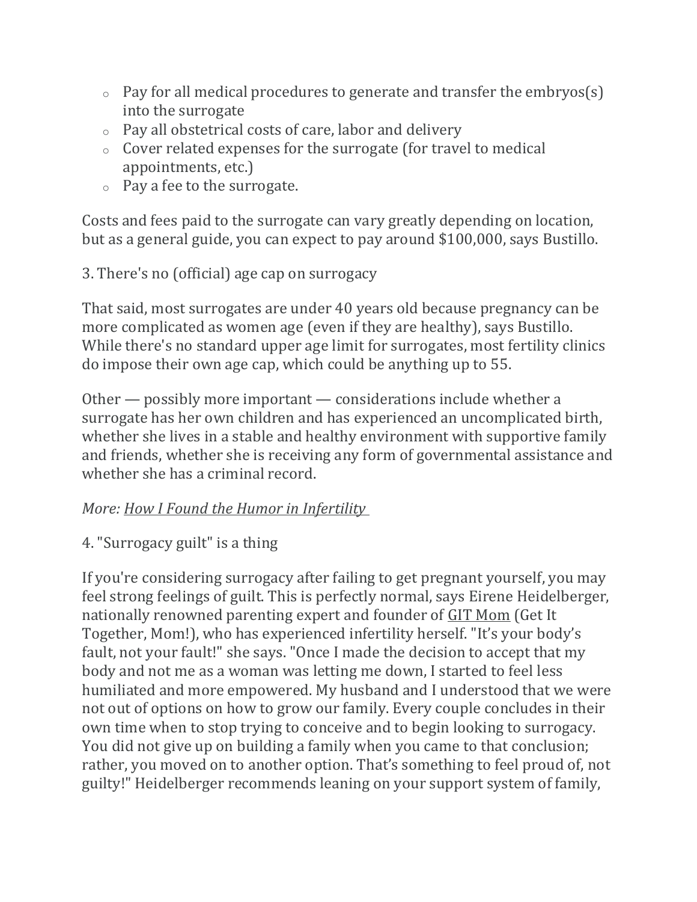- Pay for all medical procedures to generate and transfer the embryos(s) into the surrogate
- Pay all obstetrical costs of care, labor and delivery
- Cover related expenses for the surrogate (for travel to medical appointments, etc.)
- Pay a fee to the surrogate.

Costs and fees paid to the surrogate can vary greatly depending on location, but as a general guide, you can expect to pay around $100,000, says Bustillo.

3. There's no (official) age cap on surrogacy

That said, most surrogates are under 40 years old because pregnancy can be more complicated as women age (even if they are healthy), says Bustillo. While there's no standard upper age limit for surrogates, most fertility clinics do impose their own age cap, which could be anything up to 55.

Other — possibly more important — considerations include whether a surrogate has her own children and has experienced an uncomplicated birth, whether she lives in a stable and healthy environment with supportive family and friends, whether she is receiving any form of governmental assistance and whether she has a criminal record.

*More: How I Found the Humor in Infertility*

4. "Surrogacy guilt" is a thing

If you're considering surrogacy after failing to get pregnant yourself, you may feel strong feelings of guilt. This is perfectly normal, says Eirene Heidelberger, nationally renowned parenting expert and founder of GIT Mom (Get It Together, Mom!), who has experienced infertility herself. "It's your body's fault, not your fault!" she says. "Once I made the decision to accept that my body and not me as a woman was letting me down, I started to feel less humiliated and more empowered. My husband and I understood that we were not out of options on how to grow our family. Every couple concludes in their own time when to stop trying to conceive and to begin looking to surrogacy. You did not give up on building a family when you came to that conclusion; rather, you moved on to another option. That's something to feel proud of, not guilty!" Heidelberger recommends leaning on your support system of family,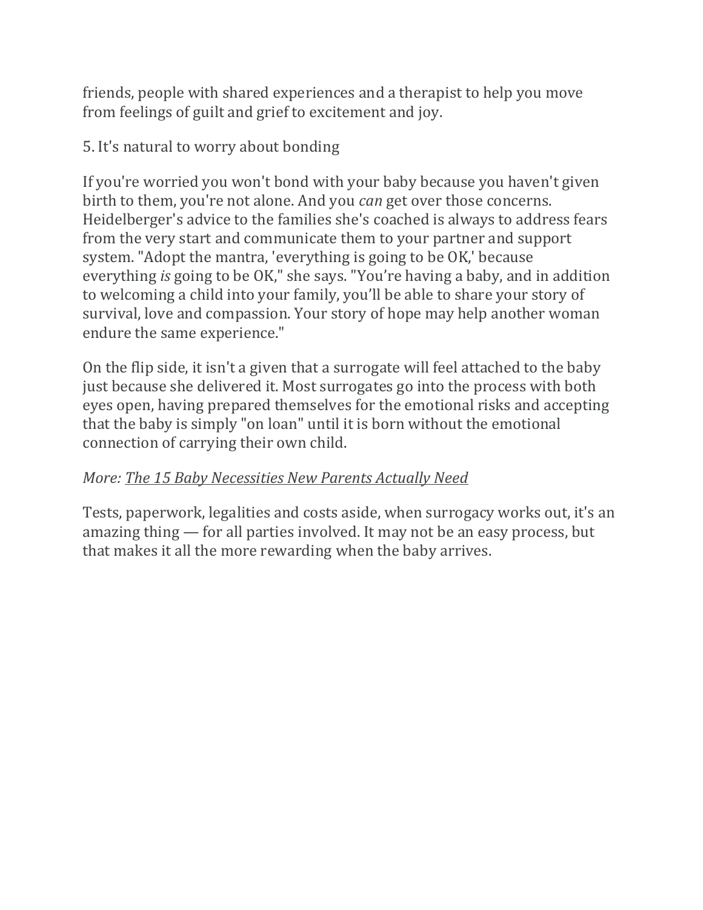friends, people with shared experiences and a therapist to help you move from feelings of guilt and grief to excitement and joy.

## 5. It's natural to worry about bonding

If you're worried you won't bond with your baby because you haven't given birth to them, you're not alone. And you *can* get over those concerns. Heidelberger's advice to the families she's coached is always to address fears from the very start and communicate them to your partner and support system. "Adopt the mantra, 'everything is going to be OK,' because everything *is* going to be OK," she says. "You're having a baby, and in addition to welcoming a child into your family, you'll be able to share your story of survival, love and compassion. Your story of hope may help another woman endure the same experience."

On the flip side, it isn't a given that a surrogate will feel attached to the baby just because she delivered it. Most surrogates go into the process with both eyes open, having prepared themselves for the emotional risks and accepting that the baby is simply "on loan" until it is born without the emotional connection of carrying their own child.

*More: The 15 Baby Necessities New Parents Actually Need*

Tests, paperwork, legalities and costs aside, when surrogacy works out, it's an amazing thing — for all parties involved. It may not be an easy process, but that makes it all the more rewarding when the baby arrives.